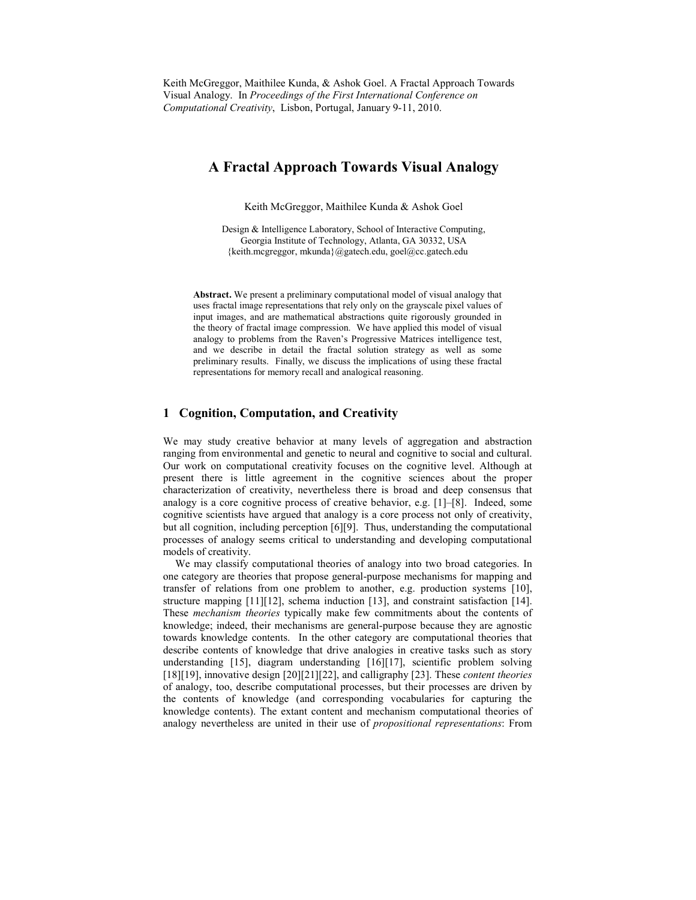Keith McGreggor, Maithilee Kunda, & Ashok Goel. A Fractal Approach Towards Visual Analogy. In *Proceedings of the First International Conference on Computational Creativity*, Lisbon, Portugal, January 9-11, 2010.

# A Fractal Approach Towards Visual Analogy

Keith McGreggor, Maithilee Kunda & Ashok Goel

Design & Intelligence Laboratory, School of Interactive Computing,
Georgia Institute of Technology, Atlanta, GA 30332, USA
{keith.mcgreggor, mkunda}@gatech.edu, goel@cc.gatech.edu

**Abstract.** We present a preliminary computational model of visual analogy that uses fractal image representations that rely only on the grayscale pixel values of input images, and are mathematical abstractions quite rigorously grounded in the theory of fractal image compression. We have applied this model of visual analogy to problems from the Raven's Progressive Matrices intelligence test, and we describe in detail the fractal solution strategy as well as some preliminary results. Finally, we discuss the implications of using these fractal representations for memory recall and analogical reasoning.

## 1 Cognition, Computation, and Creativity

We may study creative behavior at many levels of aggregation and abstraction ranging from environmental and genetic to neural and cognitive to social and cultural. Our work on computational creativity focuses on the cognitive level. Although at present there is little agreement in the cognitive sciences about the proper characterization of creativity, nevertheless there is broad and deep consensus that analogy is a core cognitive process of creative behavior, e.g. [1]–[8]. Indeed, some cognitive scientists have argued that analogy is a core process not only of creativity, but all cognition, including perception [6][9]. Thus, understanding the computational processes of analogy seems critical to understanding and developing computational models of creativity.

We may classify computational theories of analogy into two broad categories. In one category are theories that propose general-purpose mechanisms for mapping and transfer of relations from one problem to another, e.g. production systems [10], structure mapping [11][12], schema induction [13], and constraint satisfaction [14]. These *mechanism theories* typically make few commitments about the contents of knowledge; indeed, their mechanisms are general-purpose because they are agnostic towards knowledge contents. In the other category are computational theories that describe contents of knowledge that drive analogies in creative tasks such as story understanding [15], diagram understanding [16][17], scientific problem solving [18][19], innovative design [20][21][22], and calligraphy [23]. These *content theories* of analogy, too, describe computational processes, but their processes are driven by the contents of knowledge (and corresponding vocabularies for capturing the knowledge contents). The extant content and mechanism computational theories of analogy nevertheless are united in their use of *propositional representations*: From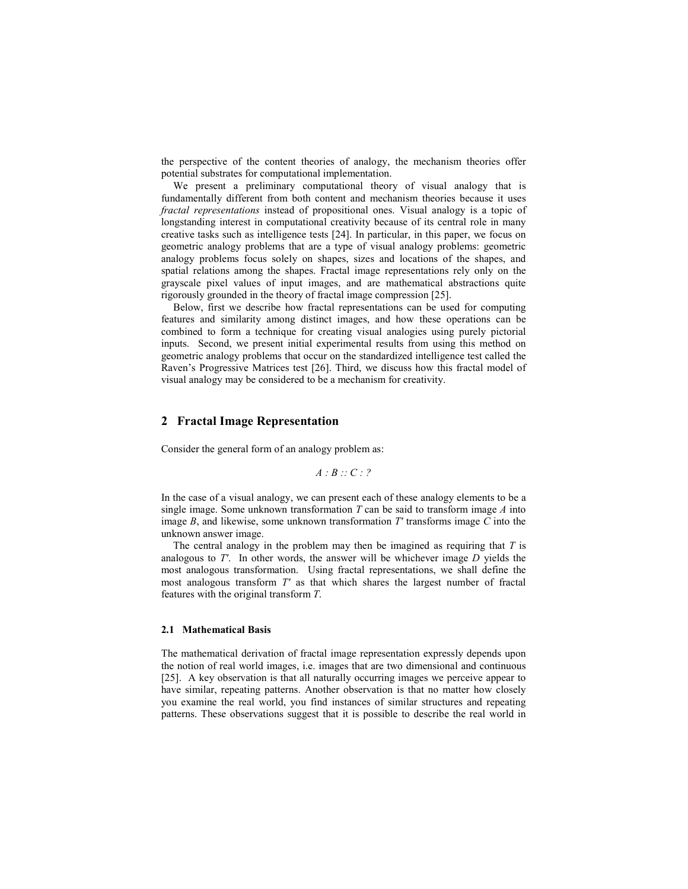the perspective of the content theories of analogy, the mechanism theories offer potential substrates for computational implementation.

We present a preliminary computational theory of visual analogy that is fundamentally different from both content and mechanism theories because it uses *fractal representations* instead of propositional ones. Visual analogy is a topic of longstanding interest in computational creativity because of its central role in many creative tasks such as intelligence tests [24]. In particular, in this paper, we focus on geometric analogy problems that are a type of visual analogy problems: geometric analogy problems focus solely on shapes, sizes and locations of the shapes, and spatial relations among the shapes. Fractal image representations rely only on the grayscale pixel values of input images, and are mathematical abstractions quite rigorously grounded in the theory of fractal image compression [25].

Below, first we describe how fractal representations can be used for computing features and similarity among distinct images, and how these operations can be combined to form a technique for creating visual analogies using purely pictorial inputs. Second, we present initial experimental results from using this method on geometric analogy problems that occur on the standardized intelligence test called the Raven's Progressive Matrices test [26]. Third, we discuss how this fractal model of visual analogy may be considered to be a mechanism for creativity.

## 2 Fractal Image Representation

Consider the general form of an analogy problem as:

$$A : B :: C : ?$$

In the case of a visual analogy, we can present each of these analogy elements to be a single image. Some unknown transformation $T$ can be said to transform image $A$ into image $B$, and likewise, some unknown transformation $T'$ transforms image $C$ into the unknown answer image.

The central analogy in the problem may then be imagined as requiring that $T$ is analogous to $T'$. In other words, the answer will be whichever image $D$ yields the most analogous transformation. Using fractal representations, we shall define the most analogous transform $T'$ as that which shares the largest number of fractal features with the original transform $T$.

### 2.1 Mathematical Basis

The mathematical derivation of fractal image representation expressly depends upon the notion of real world images, i.e. images that are two dimensional and continuous [25]. A key observation is that all naturally occurring images we perceive appear to have similar, repeating patterns. Another observation is that no matter how closely you examine the real world, you find instances of similar structures and repeating patterns. These observations suggest that it is possible to describe the real world in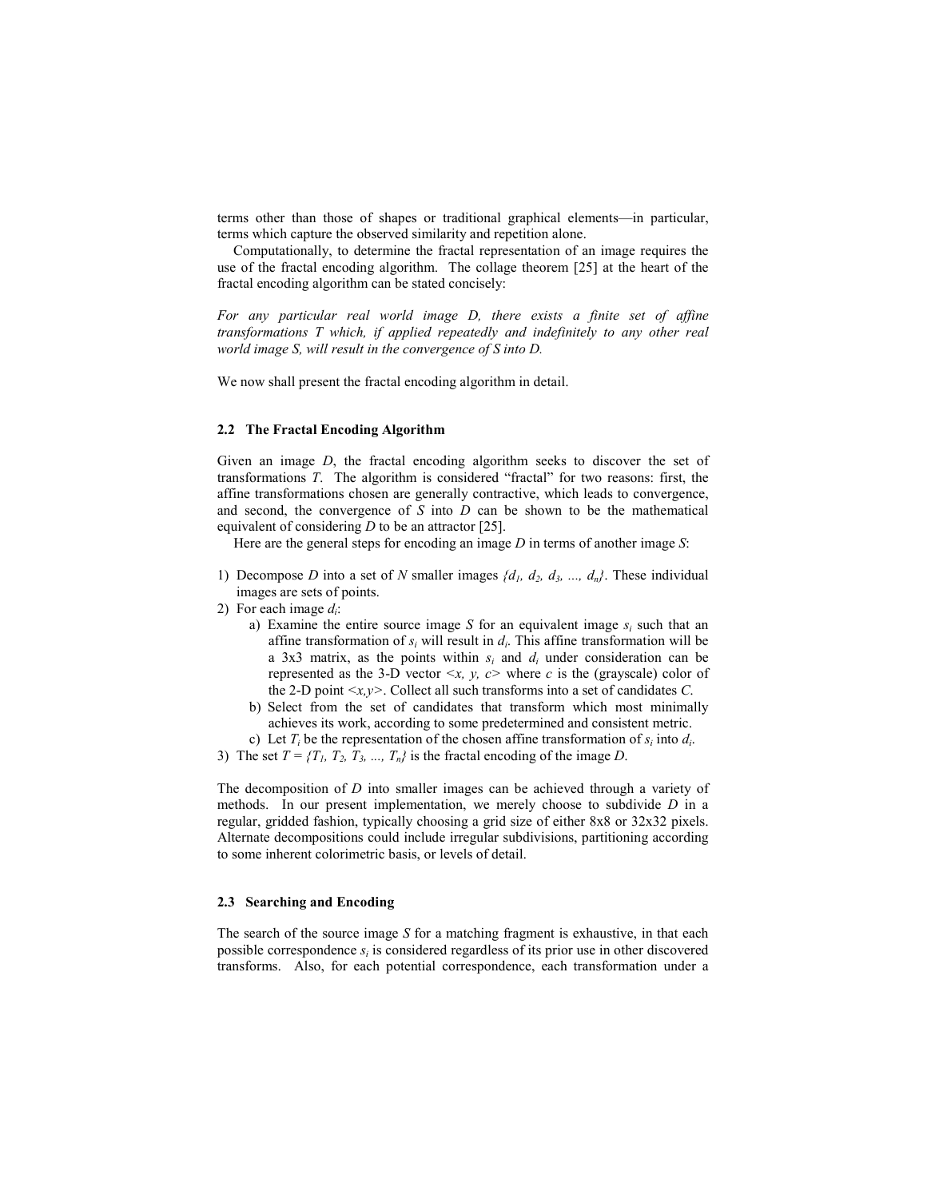terms other than those of shapes or traditional graphical elements—in particular, terms which capture the observed similarity and repetition alone.

Computationally, to determine the fractal representation of an image requires the use of the fractal encoding algorithm. The collage theorem [25] at the heart of the fractal encoding algorithm can be stated concisely:

*For any particular real world image D, there exists a finite set of affine transformations T which, if applied repeatedly and indefinitely to any other real world image S, will result in the convergence of S into D.*

We now shall present the fractal encoding algorithm in detail.

### 2.2 The Fractal Encoding Algorithm

Given an image $D$, the fractal encoding algorithm seeks to discover the set of transformations $T$. The algorithm is considered "fractal" for two reasons: first, the affine transformations chosen are generally contractive, which leads to convergence, and second, the convergence of $S$ into $D$ can be shown to be the mathematical equivalent of considering $D$ to be an attractor [25].

Here are the general steps for encoding an image $D$ in terms of another image $S$:

1) Decompose $D$ into a set of $N$ smaller images $\{d_1, d_2, d_3, \ldots, d_n\}$. These individual images are sets of points.
2) For each image $d_i$:
   a) Examine the entire source image $S$ for an equivalent image $s_i$ such that an affine transformation of $s_i$ will result in $d_i$. This affine transformation will be a 3x3 matrix, as the points within $s_i$ and $d_i$ under consideration can be represented as the 3-D vector $<x, y, c>$ where $c$ is the (grayscale) color of the 2-D point $<x,y>$. Collect all such transforms into a set of candidates $C$.
   b) Select from the set of candidates that transform which most minimally achieves its work, according to some predetermined and consistent metric.
   c) Let $T_i$ be the representation of the chosen affine transformation of $s_i$ into $d_i$.
3) The set $T = \{T_1, T_2, T_3, \ldots, T_n\}$ is the fractal encoding of the image $D$.

The decomposition of $D$ into smaller images can be achieved through a variety of methods. In our present implementation, we merely choose to subdivide $D$ in a regular, gridded fashion, typically choosing a grid size of either 8x8 or 32x32 pixels. Alternate decompositions could include irregular subdivisions, partitioning according to some inherent colorimetric basis, or levels of detail.

### 2.3 Searching and Encoding

The search of the source image $S$ for a matching fragment is exhaustive, in that each possible correspondence $s_i$ is considered regardless of its prior use in other discovered transforms. Also, for each potential correspondence, each transformation under a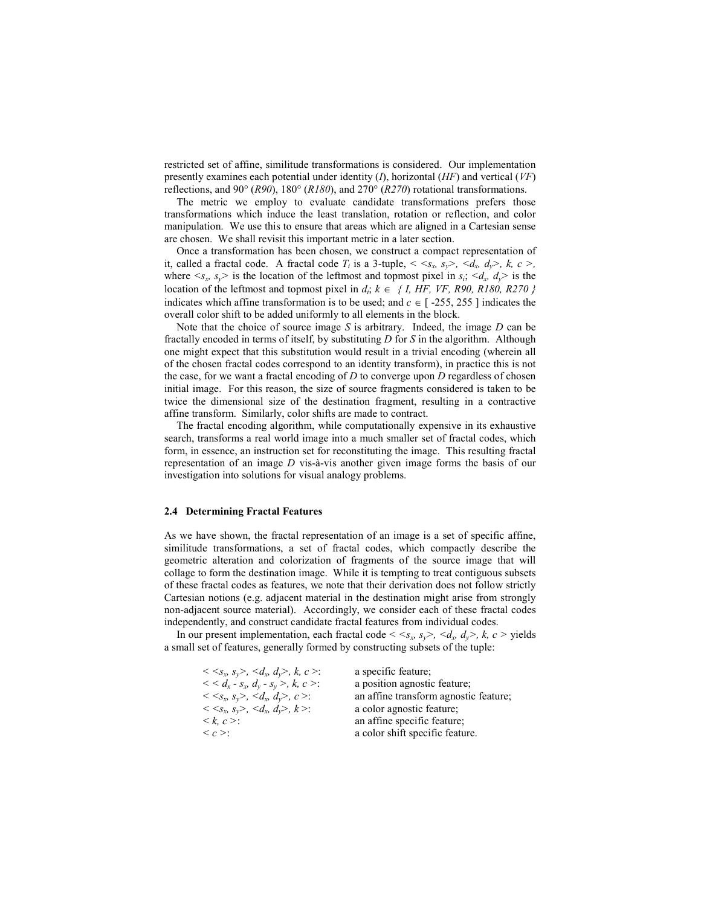restricted set of affine, similitude transformations is considered. Our implementation presently examines each potential under identity (*I*), horizontal (*HF*) and vertical (*VF*) reflections, and 90° (*R90*), 180° (*R180*), and 270° (*R270*) rotational transformations.

The metric we employ to evaluate candidate transformations prefers those transformations which induce the least translation, rotation or reflection, and color manipulation. We use this to ensure that areas which are aligned in a Cartesian sense are chosen. We shall revisit this important metric in a later section.

Once a transformation has been chosen, we construct a compact representation of it, called a fractal code. A fractal code $T_i$ is a 3-tuple, $< <s_x, s_y>, <d_x, d_y>, k, c >$, where $<s_x, s_y>$ is the location of the leftmost and topmost pixel in $s_i$; $<d_x, d_y>$ is the location of the leftmost and topmost pixel in $d_i$; $k \in \{ I, HF, VF, R90, R180, R270 \}$ indicates which affine transformation is to be used; and $c \in [ -255, 255 ]$ indicates the overall color shift to be added uniformly to all elements in the block.

Note that the choice of source image *S* is arbitrary. Indeed, the image *D* can be fractally encoded in terms of itself, by substituting *D* for *S* in the algorithm. Although one might expect that this substitution would result in a trivial encoding (wherein all of the chosen fractal codes correspond to an identity transform), in practice this is not the case, for we want a fractal encoding of *D* to converge upon *D* regardless of chosen initial image. For this reason, the size of source fragments considered is taken to be twice the dimensional size of the destination fragment, resulting in a contractive affine transform. Similarly, color shifts are made to contract.

The fractal encoding algorithm, while computationally expensive in its exhaustive search, transforms a real world image into a much smaller set of fractal codes, which form, in essence, an instruction set for reconstituting the image. This resulting fractal representation of an image *D* vis-à-vis another given image forms the basis of our investigation into solutions for visual analogy problems.

### 2.4 Determining Fractal Features

As we have shown, the fractal representation of an image is a set of specific affine, similitude transformations, a set of fractal codes, which compactly describe the geometric alteration and colorization of fragments of the source image that will collage to form the destination image. While it is tempting to treat contiguous subsets of these fractal codes as features, we note that their derivation does not follow strictly Cartesian notions (e.g. adjacent material in the destination might arise from strongly non-adjacent source material). Accordingly, we consider each of these fractal codes independently, and construct candidate fractal features from individual codes.

In our present implementation, each fractal code $< <s_x, s_y>, <d_x, d_y>, k, c >$ yields a small set of features, generally formed by constructing subsets of the tuple:

| | |
|---|---|
| $< <s_x, s_y>, <d_x, d_y>, k, c >$: | a specific feature; |
| $< < d_x - s_x, d_y - s_y >, k, c >$: | a position agnostic feature; |
| $< <s_x, s_y>, <d_x, d_y>, c >$: | an affine transform agnostic feature; |
| $< <s_x, s_y>, <d_x, d_y>, k >$: | a color agnostic feature; |
| $< k, c >$: | an affine specific feature; |
| $< c >$: | a color shift specific feature. |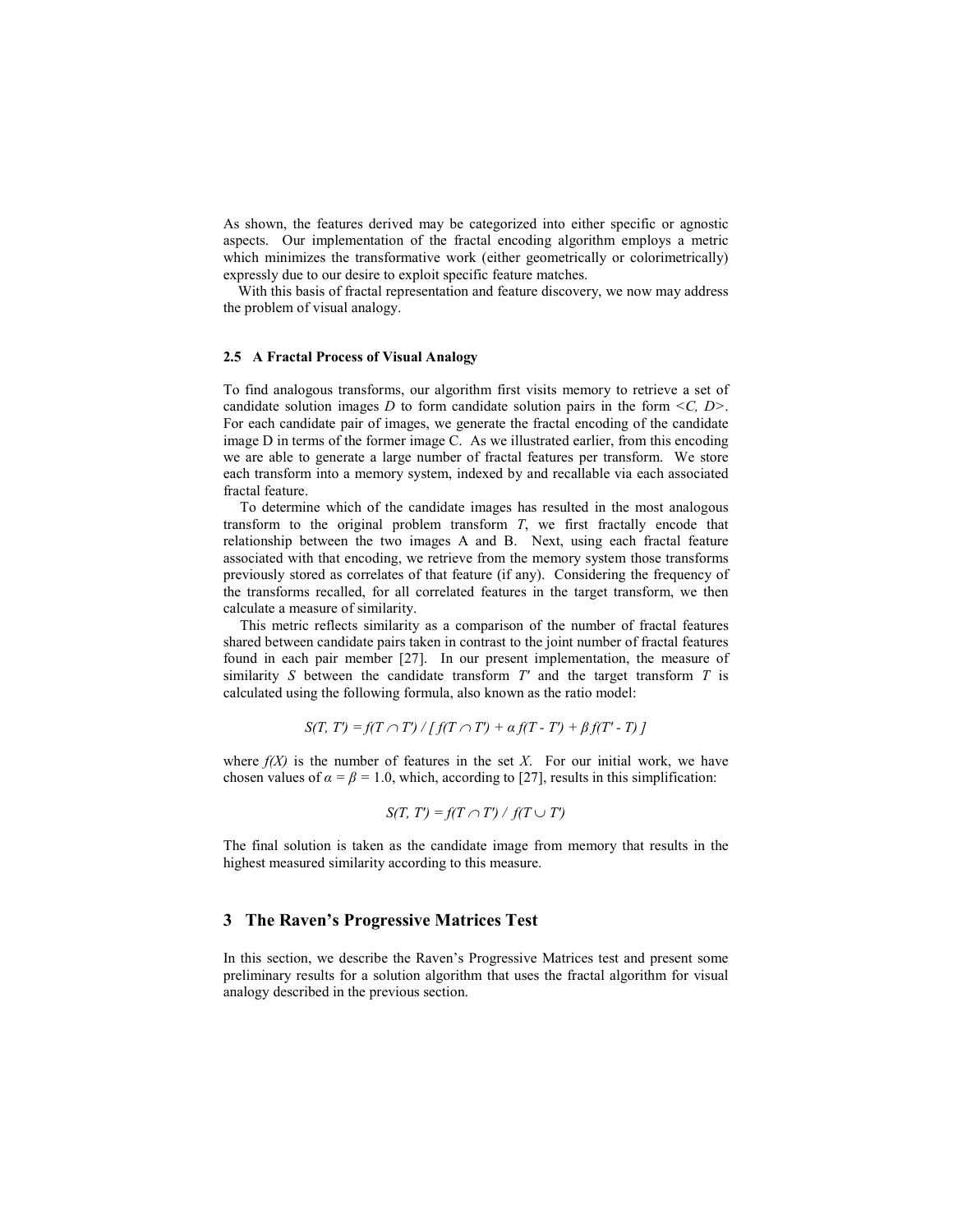As shown, the features derived may be categorized into either specific or agnostic aspects. Our implementation of the fractal encoding algorithm employs a metric which minimizes the transformative work (either geometrically or colorimetrically) expressly due to our desire to exploit specific feature matches.

With this basis of fractal representation and feature discovery, we now may address the problem of visual analogy.

### 2.5 A Fractal Process of Visual Analogy

To find analogous transforms, our algorithm first visits memory to retrieve a set of candidate solution images *D* to form candidate solution pairs in the form *<C, D>*. For each candidate pair of images, we generate the fractal encoding of the candidate image D in terms of the former image C. As we illustrated earlier, from this encoding we are able to generate a large number of fractal features per transform. We store each transform into a memory system, indexed by and recallable via each associated fractal feature.

To determine which of the candidate images has resulted in the most analogous transform to the original problem transform *T*, we first fractally encode that relationship between the two images A and B. Next, using each fractal feature associated with that encoding, we retrieve from the memory system those transforms previously stored as correlates of that feature (if any). Considering the frequency of the transforms recalled, for all correlated features in the target transform, we then calculate a measure of similarity.

This metric reflects similarity as a comparison of the number of fractal features shared between candidate pairs taken in contrast to the joint number of fractal features found in each pair member [27]. In our present implementation, the measure of similarity *S* between the candidate transform *T'* and the target transform *T* is calculated using the following formula, also known as the ratio model:

$$S(T, T') = f(T \cap T') \,/\, [\, f(T \cap T') + \alpha\, f(T - T') + \beta\, f(T' - T) \,]$$

where $f(X)$ is the number of features in the set $X$. For our initial work, we have chosen values of $\alpha = \beta = 1.0$, which, according to [27], results in this simplification:

$$S(T, T') = f(T \cap T') \,/\, f(T \cup T')$$

The final solution is taken as the candidate image from memory that results in the highest measured similarity according to this measure.

## 3 The Raven's Progressive Matrices Test

In this section, we describe the Raven's Progressive Matrices test and present some preliminary results for a solution algorithm that uses the fractal algorithm for visual analogy described in the previous section.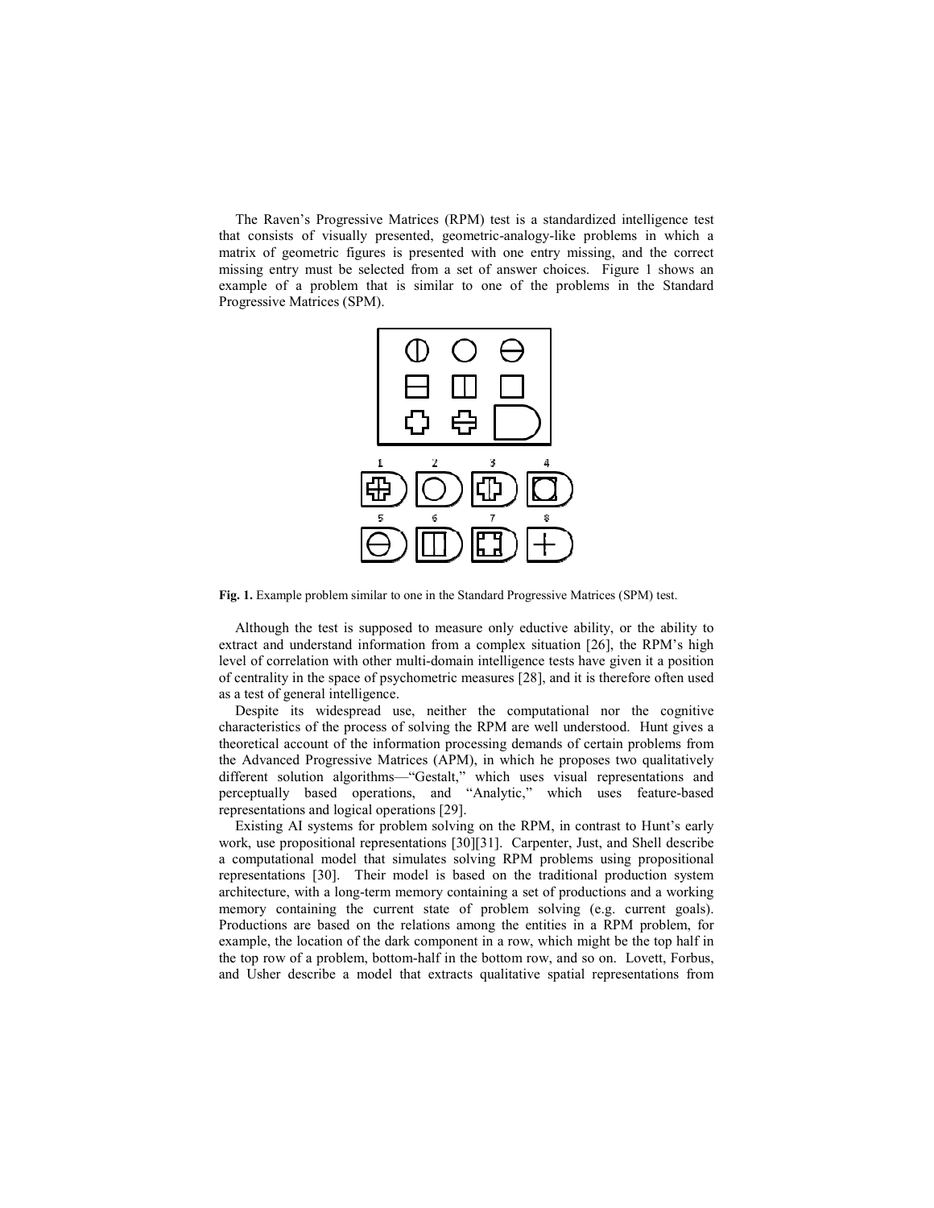The Raven's Progressive Matrices (RPM) test is a standardized intelligence test that consists of visually presented, geometric-analogy-like problems in which a matrix of geometric figures is presented with one entry missing, and the correct missing entry must be selected from a set of answer choices. Figure 1 shows an example of a problem that is similar to one of the problems in the Standard Progressive Matrices (SPM).

**Fig. 1.** Example problem similar to one in the Standard Progressive Matrices (SPM) test.

Although the test is supposed to measure only eductive ability, or the ability to extract and understand information from a complex situation [26], the RPM's high level of correlation with other multi-domain intelligence tests have given it a position of centrality in the space of psychometric measures [28], and it is therefore often used as a test of general intelligence.

Despite its widespread use, neither the computational nor the cognitive characteristics of the process of solving the RPM are well understood. Hunt gives a theoretical account of the information processing demands of certain problems from the Advanced Progressive Matrices (APM), in which he proposes two qualitatively different solution algorithms—"Gestalt," which uses visual representations and perceptually based operations, and "Analytic," which uses feature-based representations and logical operations [29].

Existing AI systems for problem solving on the RPM, in contrast to Hunt's early work, use propositional representations [30][31]. Carpenter, Just, and Shell describe a computational model that simulates solving RPM problems using propositional representations [30]. Their model is based on the traditional production system architecture, with a long-term memory containing a set of productions and a working memory containing the current state of problem solving (e.g. current goals). Productions are based on the relations among the entities in a RPM problem, for example, the location of the dark component in a row, which might be the top half in the top row of a problem, bottom-half in the bottom row, and so on. Lovett, Forbus, and Usher describe a model that extracts qualitative spatial representations from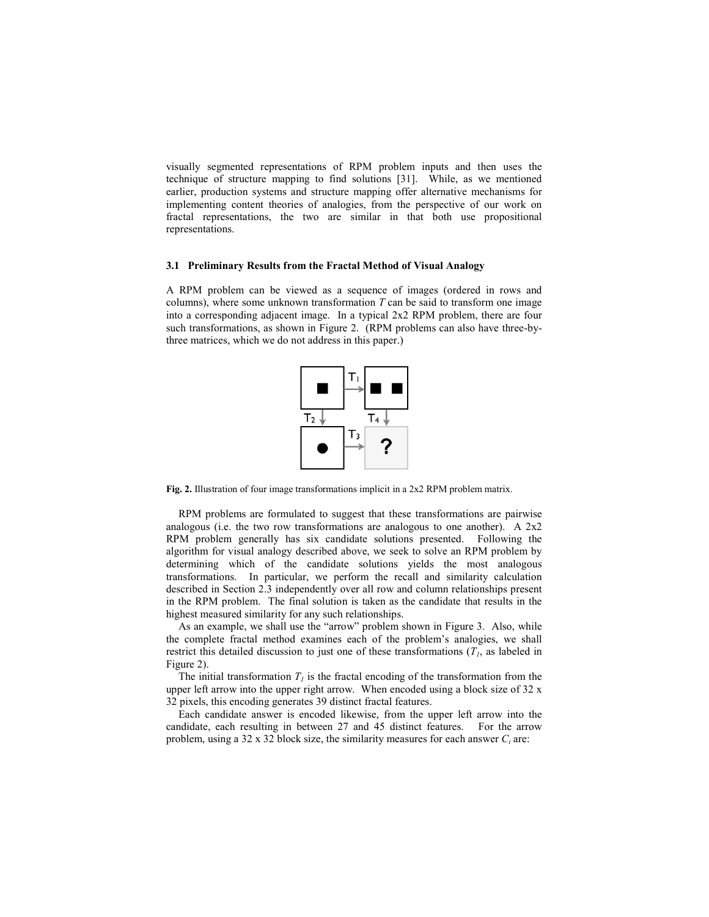visually segmented representations of RPM problem inputs and then uses the technique of structure mapping to find solutions [31]. While, as we mentioned earlier, production systems and structure mapping offer alternative mechanisms for implementing content theories of analogies, from the perspective of our work on fractal representations, the two are similar in that both use propositional representations.

### 3.1 Preliminary Results from the Fractal Method of Visual Analogy

A RPM problem can be viewed as a sequence of images (ordered in rows and columns), where some unknown transformation $T$ can be said to transform one image into a corresponding adjacent image. In a typical 2x2 RPM problem, there are four such transformations, as shown in Figure 2. (RPM problems can also have three-by-three matrices, which we do not address in this paper.)

**Fig. 2.** Illustration of four image transformations implicit in a 2x2 RPM problem matrix.

RPM problems are formulated to suggest that these transformations are pairwise analogous (i.e. the two row transformations are analogous to one another). A 2x2 RPM problem generally has six candidate solutions presented. Following the algorithm for visual analogy described above, we seek to solve an RPM problem by determining which of the candidate solutions yields the most analogous transformations. In particular, we perform the recall and similarity calculation described in Section 2.3 independently over all row and column relationships present in the RPM problem. The final solution is taken as the candidate that results in the highest measured similarity for any such relationships.

As an example, we shall use the "arrow" problem shown in Figure 3. Also, while the complete fractal method examines each of the problem's analogies, we shall restrict this detailed discussion to just one of these transformations ($T_1$, as labeled in Figure 2).

The initial transformation $T_1$ is the fractal encoding of the transformation from the upper left arrow into the upper right arrow. When encoded using a block size of 32 x 32 pixels, this encoding generates 39 distinct fractal features.

Each candidate answer is encoded likewise, from the upper left arrow into the candidate, each resulting in between 27 and 45 distinct features. For the arrow problem, using a 32 x 32 block size, the similarity measures for each answer $C_i$ are: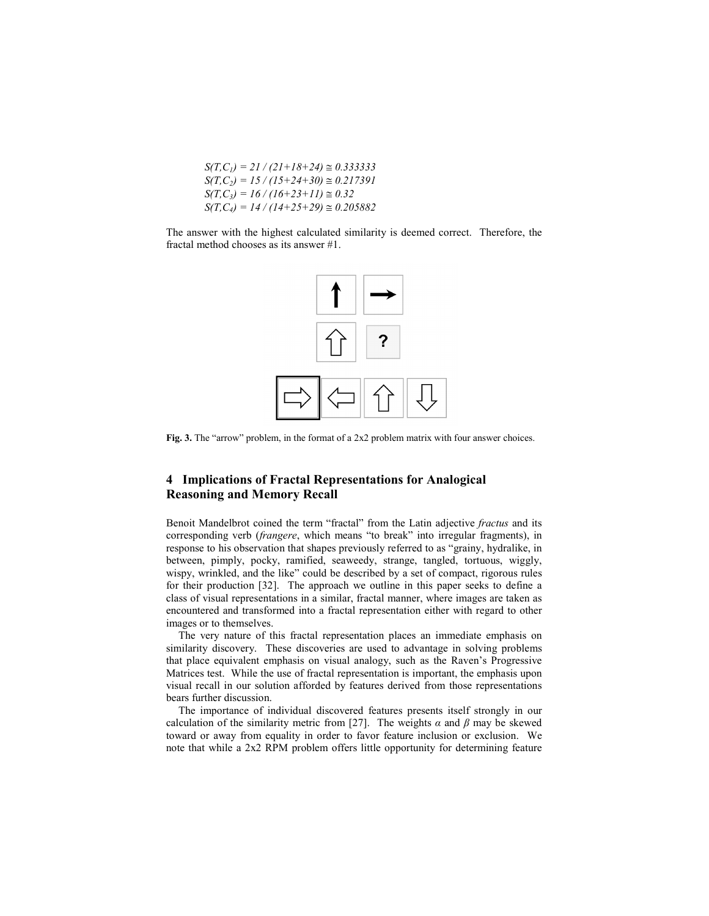$S(T,C_1) = 21 / (21+18+24) \cong 0.333333$
$S(T,C_2) = 15 / (15+24+30) \cong 0.217391$
$S(T,C_3) = 16 / (16+23+11) \cong 0.32$
$S(T,C_4) = 14 / (14+25+29) \cong 0.205882$

The answer with the highest calculated similarity is deemed correct. Therefore, the fractal method chooses as its answer #1.

**Fig. 3.** The "arrow" problem, in the format of a 2x2 problem matrix with four answer choices.

## 4 Implications of Fractal Representations for Analogical Reasoning and Memory Recall

Benoit Mandelbrot coined the term "fractal" from the Latin adjective *fractus* and its corresponding verb (*frangere*, which means "to break" into irregular fragments), in response to his observation that shapes previously referred to as "grainy, hydralike, in between, pimply, pocky, ramified, seaweedy, strange, tangled, tortuous, wiggly, wispy, wrinkled, and the like" could be described by a set of compact, rigorous rules for their production [32]. The approach we outline in this paper seeks to define a class of visual representations in a similar, fractal manner, where images are taken as encountered and transformed into a fractal representation either with regard to other images or to themselves.

The very nature of this fractal representation places an immediate emphasis on similarity discovery. These discoveries are used to advantage in solving problems that place equivalent emphasis on visual analogy, such as the Raven's Progressive Matrices test. While the use of fractal representation is important, the emphasis upon visual recall in our solution afforded by features derived from those representations bears further discussion.

The importance of individual discovered features presents itself strongly in our calculation of the similarity metric from [27]. The weights $\alpha$ and $\beta$ may be skewed toward or away from equality in order to favor feature inclusion or exclusion. We note that while a 2x2 RPM problem offers little opportunity for determining feature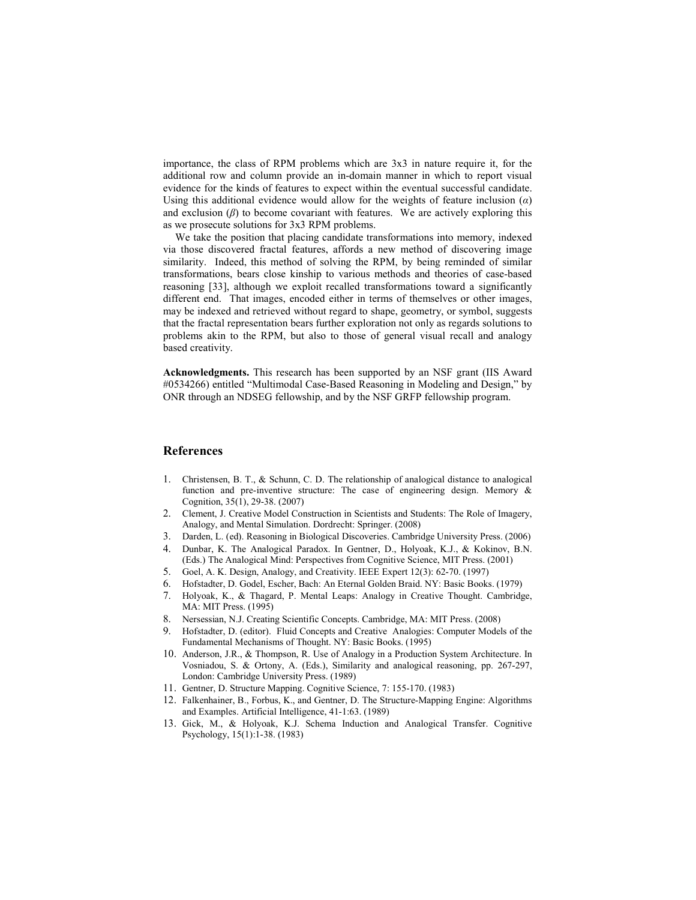importance, the class of RPM problems which are 3x3 in nature require it, for the additional row and column provide an in-domain manner in which to report visual evidence for the kinds of features to expect within the eventual successful candidate. Using this additional evidence would allow for the weights of feature inclusion ($\alpha$) and exclusion ($\beta$) to become covariant with features. We are actively exploring this as we prosecute solutions for 3x3 RPM problems.

We take the position that placing candidate transformations into memory, indexed via those discovered fractal features, affords a new method of discovering image similarity. Indeed, this method of solving the RPM, by being reminded of similar transformations, bears close kinship to various methods and theories of case-based reasoning [33], although we exploit recalled transformations toward a significantly different end. That images, encoded either in terms of themselves or other images, may be indexed and retrieved without regard to shape, geometry, or symbol, suggests that the fractal representation bears further exploration not only as regards solutions to problems akin to the RPM, but also to those of general visual recall and analogy based creativity.

**Acknowledgments.** This research has been supported by an NSF grant (IIS Award #0534266) entitled "Multimodal Case-Based Reasoning in Modeling and Design," by ONR through an NDSEG fellowship, and by the NSF GRFP fellowship program.

## References

1. Christensen, B. T., & Schunn, C. D. The relationship of analogical distance to analogical function and pre-inventive structure: The case of engineering design. Memory & Cognition, 35(1), 29-38. (2007)
2. Clement, J. Creative Model Construction in Scientists and Students: The Role of Imagery, Analogy, and Mental Simulation. Dordrecht: Springer. (2008)
3. Darden, L. (ed). Reasoning in Biological Discoveries. Cambridge University Press. (2006)
4. Dunbar, K. The Analogical Paradox. In Gentner, D., Holyoak, K.J., & Kokinov, B.N. (Eds.) The Analogical Mind: Perspectives from Cognitive Science, MIT Press. (2001)
5. Goel, A. K. Design, Analogy, and Creativity. IEEE Expert 12(3): 62-70. (1997)
6. Hofstadter, D. Godel, Escher, Bach: An Eternal Golden Braid. NY: Basic Books. (1979)
7. Holyoak, K., & Thagard, P. Mental Leaps: Analogy in Creative Thought. Cambridge, MA: MIT Press. (1995)
8. Nersessian, N.J. Creating Scientific Concepts. Cambridge, MA: MIT Press. (2008)
9. Hofstadter, D. (editor). Fluid Concepts and Creative Analogies: Computer Models of the Fundamental Mechanisms of Thought. NY: Basic Books. (1995)
10. Anderson, J.R., & Thompson, R. Use of Analogy in a Production System Architecture. In Vosniadou, S. & Ortony, A. (Eds.), Similarity and analogical reasoning, pp. 267-297, London: Cambridge University Press. (1989)
11. Gentner, D. Structure Mapping. Cognitive Science, 7: 155-170. (1983)
12. Falkenhainer, B., Forbus, K., and Gentner, D. The Structure-Mapping Engine: Algorithms and Examples. Artificial Intelligence, 41-1:63. (1989)
13. Gick, M., & Holyoak, K.J. Schema Induction and Analogical Transfer. Cognitive Psychology, 15(1):1-38. (1983)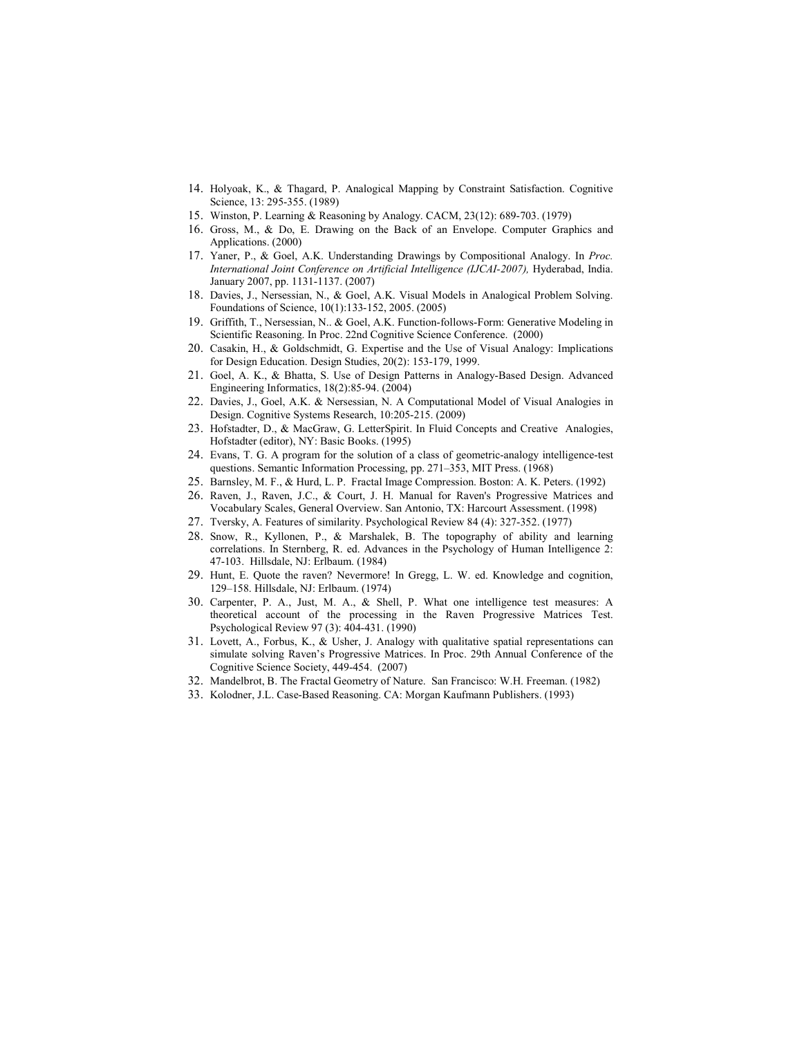14. Holyoak, K., & Thagard, P. Analogical Mapping by Constraint Satisfaction. Cognitive Science, 13: 295-355. (1989)
15. Winston, P. Learning & Reasoning by Analogy. CACM, 23(12): 689-703. (1979)
16. Gross, M., & Do, E. Drawing on the Back of an Envelope. Computer Graphics and Applications. (2000)
17. Yaner, P., & Goel, A.K. Understanding Drawings by Compositional Analogy. In *Proc. International Joint Conference on Artificial Intelligence (IJCAI-2007),* Hyderabad, India. January 2007, pp. 1131-1137. (2007)
18. Davies, J., Nersessian, N., & Goel, A.K. Visual Models in Analogical Problem Solving. Foundations of Science, 10(1):133-152, 2005. (2005)
19. Griffith, T., Nersessian, N.. & Goel, A.K. Function-follows-Form: Generative Modeling in Scientific Reasoning. In Proc. 22nd Cognitive Science Conference. (2000)
20. Casakin, H., & Goldschmidt, G. Expertise and the Use of Visual Analogy: Implications for Design Education. Design Studies, 20(2): 153-179, 1999.
21. Goel, A. K., & Bhatta, S. Use of Design Patterns in Analogy-Based Design. Advanced Engineering Informatics, 18(2):85-94. (2004)
22. Davies, J., Goel, A.K. & Nersessian, N. A Computational Model of Visual Analogies in Design. Cognitive Systems Research, 10:205-215. (2009)
23. Hofstadter, D., & MacGraw, G. LetterSpirit. In Fluid Concepts and Creative Analogies, Hofstadter (editor), NY: Basic Books. (1995)
24. Evans, T. G. A program for the solution of a class of geometric-analogy intelligence-test questions. Semantic Information Processing, pp. 271–353, MIT Press. (1968)
25. Barnsley, M. F., & Hurd, L. P. Fractal Image Compression. Boston: A. K. Peters. (1992)
26. Raven, J., Raven, J.C., & Court, J. H. Manual for Raven's Progressive Matrices and Vocabulary Scales, General Overview. San Antonio, TX: Harcourt Assessment. (1998)
27. Tversky, A. Features of similarity. Psychological Review 84 (4): 327-352. (1977)
28. Snow, R., Kyllonen, P., & Marshalek, B. The topography of ability and learning correlations. In Sternberg, R. ed. Advances in the Psychology of Human Intelligence 2: 47-103. Hillsdale, NJ: Erlbaum. (1984)
29. Hunt, E. Quote the raven? Nevermore! In Gregg, L. W. ed. Knowledge and cognition, 129–158. Hillsdale, NJ: Erlbaum. (1974)
30. Carpenter, P. A., Just, M. A., & Shell, P. What one intelligence test measures: A theoretical account of the processing in the Raven Progressive Matrices Test. Psychological Review 97 (3): 404-431. (1990)
31. Lovett, A., Forbus, K., & Usher, J. Analogy with qualitative spatial representations can simulate solving Raven's Progressive Matrices. In Proc. 29th Annual Conference of the Cognitive Science Society, 449-454. (2007)
32. Mandelbrot, B. The Fractal Geometry of Nature. San Francisco: W.H. Freeman. (1982)
33. Kolodner, J.L. Case-Based Reasoning. CA: Morgan Kaufmann Publishers. (1993)